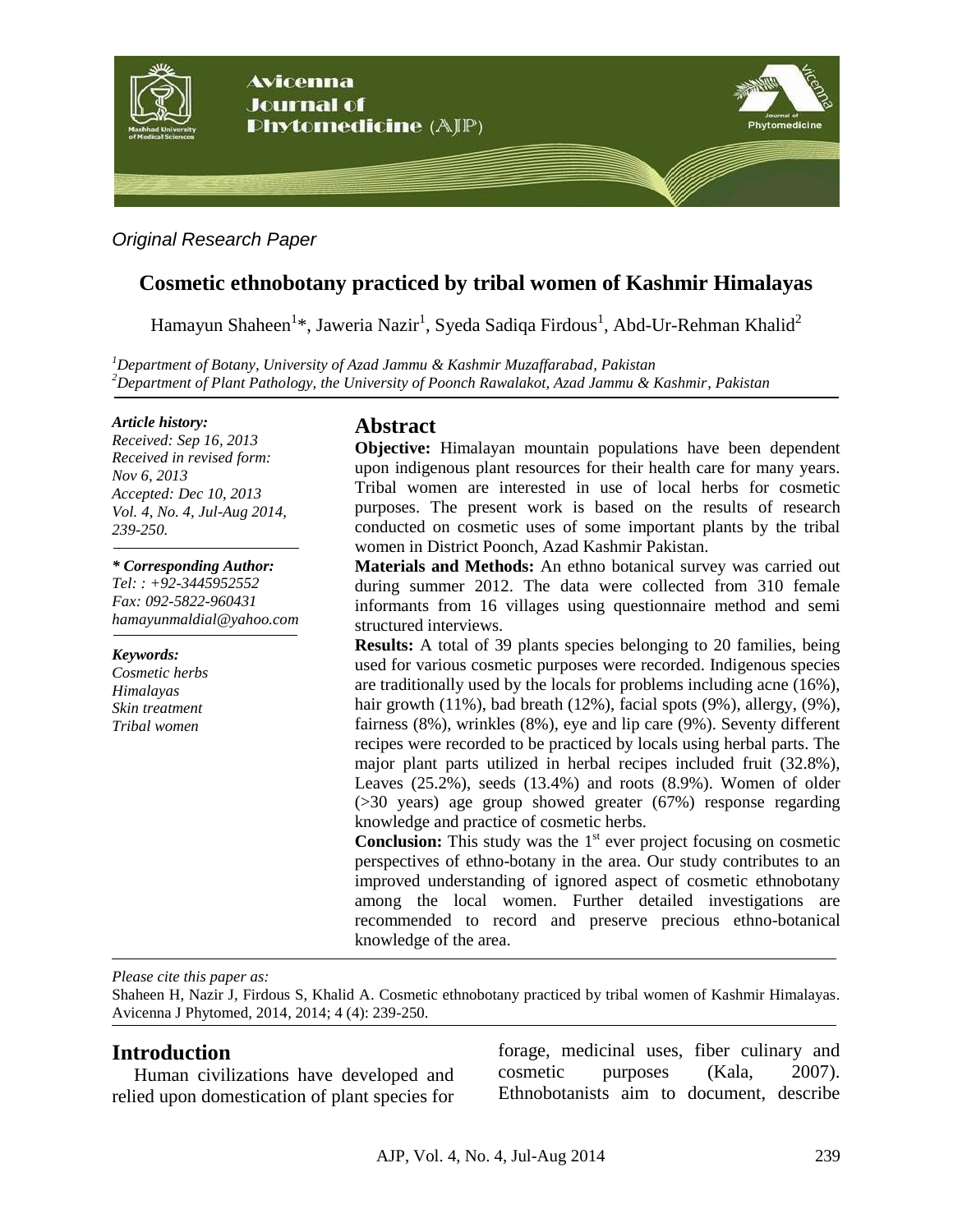*Original Research Paper*

# Cosmetic ethnobotany practiced by tribal women of Kashmir Himalayas

Hamayun Shaheen[1]*, Jaweria Nazir[1], Syeda Sadiqa Firdous[1], Abd-Ur-Rehman Khalid[2]

[1]*Department of Botany, University of Azad Jammu & Kashmir Muzaffarabad, Pakistan*
[2]*Department of Plant Pathology, the University of Poonch Rawalakot, Azad Jammu & Kashmir, Pakistan*

***Article history:***
*Received: Sep 16, 2013*
*Received in revised form: Nov 6, 2013*
*Accepted: Dec 10, 2013*
*Vol. 4, No. 4, Jul-Aug 2014, 239-250.*

***\* Corresponding Author:***
*Tel: : +92-3445952552*
*Fax: 092-5822-960431*
*hamayunmaldial@yahoo.com*

***Keywords:***
*Cosmetic herbs*
*Himalayas*
*Skin treatment*
*Tribal women*

## Abstract

**Objective:** Himalayan mountain populations have been dependent upon indigenous plant resources for their health care for many years. Tribal women are interested in use of local herbs for cosmetic purposes. The present work is based on the results of research conducted on cosmetic uses of some important plants by the tribal women in District Poonch, Azad Kashmir Pakistan.

**Materials and Methods:** An ethno botanical survey was carried out during summer 2012. The data were collected from 310 female informants from 16 villages using questionnaire method and semi structured interviews.

**Results:** A total of 39 plants species belonging to 20 families, being used for various cosmetic purposes were recorded. Indigenous species are traditionally used by the locals for problems including acne (16%), hair growth (11%), bad breath (12%), facial spots (9%), allergy, (9%), fairness (8%), wrinkles (8%), eye and lip care (9%). Seventy different recipes were recorded to be practiced by locals using herbal parts. The major plant parts utilized in herbal recipes included fruit (32.8%), Leaves (25.2%), seeds (13.4%) and roots (8.9%). Women of older (>30 years) age group showed greater (67%) response regarding knowledge and practice of cosmetic herbs.

**Conclusion:** This study was the 1st ever project focusing on cosmetic perspectives of ethno-botany in the area. Our study contributes to an improved understanding of ignored aspect of cosmetic ethnobotany among the local women. Further detailed investigations are recommended to record and preserve precious ethno-botanical knowledge of the area.

*Please cite this paper as:*
Shaheen H, Nazir J, Firdous S, Khalid A. Cosmetic ethnobotany practiced by tribal women of Kashmir Himalayas. Avicenna J Phytomed, 2014, 2014; 4 (4): 239-250.

## Introduction

Human civilizations have developed and relied upon domestication of plant species for forage, medicinal uses, fiber culinary and cosmetic purposes (Kala, 2007). Ethnobotanists aim to document, describe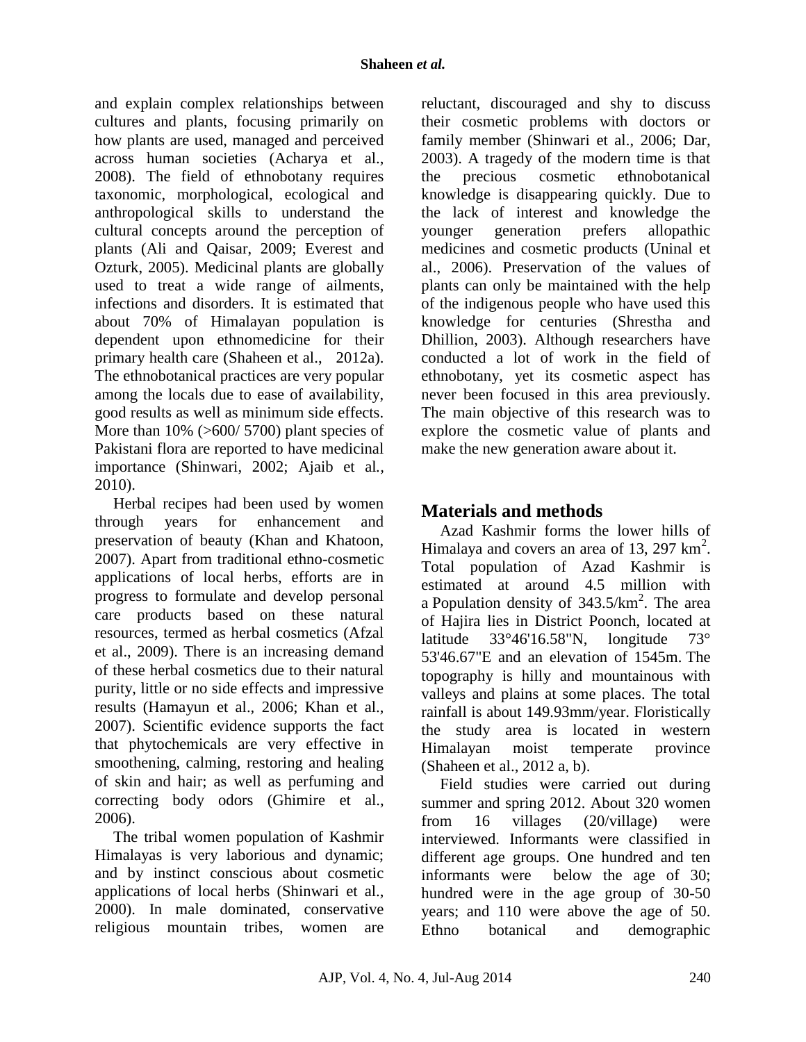and explain complex relationships between cultures and plants, focusing primarily on how plants are used, managed and perceived across human societies (Acharya et al., 2008). The field of ethnobotany requires taxonomic, morphological, ecological and anthropological skills to understand the cultural concepts around the perception of plants (Ali and Qaisar, 2009; Everest and Ozturk, 2005). Medicinal plants are globally used to treat a wide range of ailments, infections and disorders. It is estimated that about 70% of Himalayan population is dependent upon ethnomedicine for their primary health care (Shaheen et al., 2012a). The ethnobotanical practices are very popular among the locals due to ease of availability, good results as well as minimum side effects. More than 10% (>600/ 5700) plant species of Pakistani flora are reported to have medicinal importance (Shinwari, 2002; Ajaib et al., 2010).

Herbal recipes had been used by women through years for enhancement and preservation of beauty (Khan and Khatoon, 2007). Apart from traditional ethno-cosmetic applications of local herbs, efforts are in progress to formulate and develop personal care products based on these natural resources, termed as herbal cosmetics (Afzal et al., 2009). There is an increasing demand of these herbal cosmetics due to their natural purity, little or no side effects and impressive results (Hamayun et al., 2006; Khan et al., 2007). Scientific evidence supports the fact that phytochemicals are very effective in smoothening, calming, restoring and healing of skin and hair; as well as perfuming and correcting body odors (Ghimire et al., 2006).

The tribal women population of Kashmir Himalayas is very laborious and dynamic; and by instinct conscious about cosmetic applications of local herbs (Shinwari et al., 2000). In male dominated, conservative religious mountain tribes, women are reluctant, discouraged and shy to discuss their cosmetic problems with doctors or family member (Shinwari et al., 2006; Dar, 2003). A tragedy of the modern time is that the precious cosmetic ethnobotanical knowledge is disappearing quickly. Due to the lack of interest and knowledge the younger generation prefers allopathic medicines and cosmetic products (Uninal et al., 2006). Preservation of the values of plants can only be maintained with the help of the indigenous people who have used this knowledge for centuries (Shrestha and Dhillion, 2003). Although researchers have conducted a lot of work in the field of ethnobotany, yet its cosmetic aspect has never been focused in this area previously. The main objective of this research was to explore the cosmetic value of plants and make the new generation aware about it.

## Materials and methods

Azad Kashmir forms the lower hills of Himalaya and covers an area of 13, 297 km$^2$. Total population of Azad Kashmir is estimated at around 4.5 million with a Population density of 343.5/km$^2$. The area of Hajira lies in District Poonch, located at latitude 33°46'16.58"N, longitude 73° 53'46.67"E and an elevation of 1545m. The topography is hilly and mountainous with valleys and plains at some places. The total rainfall is about 149.93mm/year. Floristically the study area is located in western Himalayan moist temperate province (Shaheen et al., 2012 a, b).

Field studies were carried out during summer and spring 2012. About 320 women from 16 villages (20/village) were interviewed. Informants were classified in different age groups. One hundred and ten informants were below the age of 30; hundred were in the age group of 30-50 years; and 110 were above the age of 50. Ethno botanical and demographic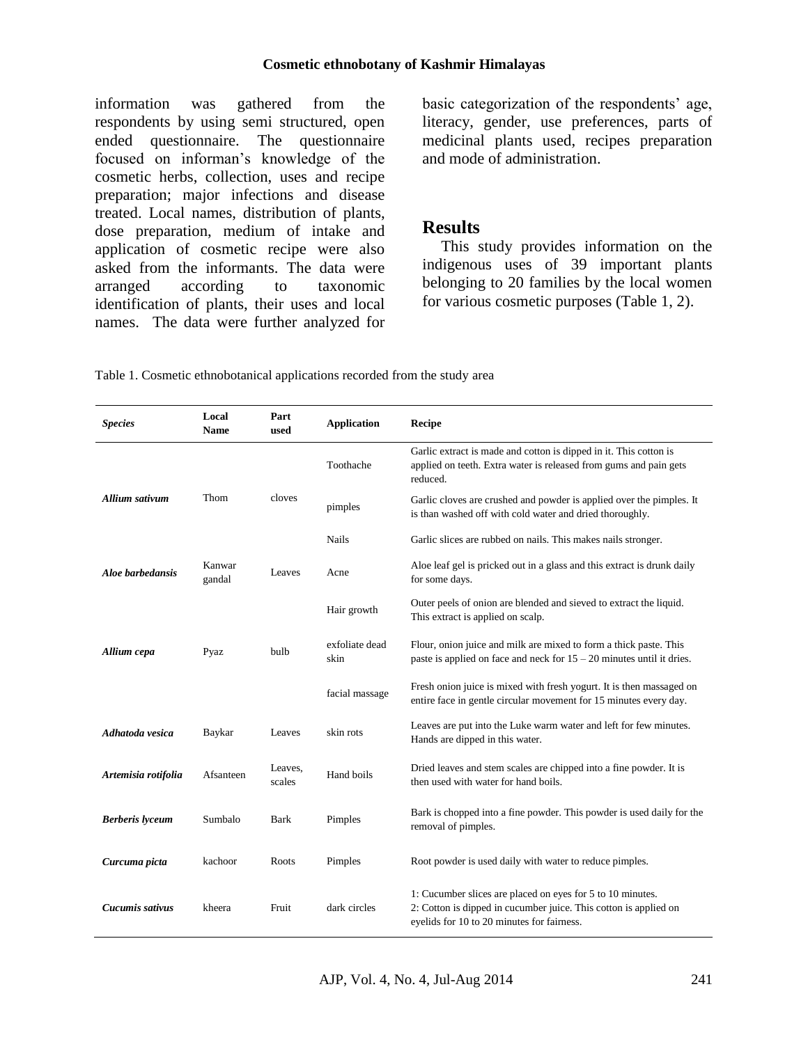information was gathered from the respondents by using semi structured, open ended questionnaire. The questionnaire focused on informan's knowledge of the cosmetic herbs, collection, uses and recipe preparation; major infections and disease treated. Local names, distribution of plants, dose preparation, medium of intake and application of cosmetic recipe were also asked from the informants. The data were arranged according to taxonomic identification of plants, their uses and local names. The data were further analyzed for basic categorization of the respondents' age, literacy, gender, use preferences, parts of medicinal plants used, recipes preparation and mode of administration.

## Results

This study provides information on the indigenous uses of 39 important plants belonging to 20 families by the local women for various cosmetic purposes (Table 1, 2).

Table 1. Cosmetic ethnobotanical applications recorded from the study area

| *Species* | Local Name | Part used | Application | Recipe |
|---|---|---|---|---|
| ***Allium sativum*** | Thom | cloves | Toothache | Garlic extract is made and cotton is dipped in it. This cotton is applied on teeth. Extra water is released from gums and pain gets reduced. |
| | | | pimples | Garlic cloves are crushed and powder is applied over the pimples. It is than washed off with cold water and dried thoroughly. |
| | | | Nails | Garlic slices are rubbed on nails. This makes nails stronger. |
| ***Aloe barbedansis*** | Kanwar gandal | Leaves | Acne | Aloe leaf gel is pricked out in a glass and this extract is drunk daily for some days. |
| ***Allium cepa*** | Pyaz | bulb | Hair growth | Outer peels of onion are blended and sieved to extract the liquid. This extract is applied on scalp. |
| | | | exfoliate dead skin | Flour, onion juice and milk are mixed to form a thick paste. This paste is applied on face and neck for 15 – 20 minutes until it dries. |
| | | | facial massage | Fresh onion juice is mixed with fresh yogurt. It is then massaged on entire face in gentle circular movement for 15 minutes every day. |
| ***Adhatoda vesica*** | Baykar | Leaves | skin rots | Leaves are put into the Luke warm water and left for few minutes. Hands are dipped in this water. |
| ***Artemisia rotifolia*** | Afsanteen | Leaves, scales | Hand boils | Dried leaves and stem scales are chipped into a fine powder. It is then used with water for hand boils. |
| ***Berberis lyceum*** | Sumbalo | Bark | Pimples | Bark is chopped into a fine powder. This powder is used daily for the removal of pimples. |
| ***Curcuma picta*** | kachoor | Roots | Pimples | Root powder is used daily with water to reduce pimples. |
| ***Cucumis sativus*** | kheera | Fruit | dark circles | 1: Cucumber slices are placed on eyes for 5 to 10 minutes.<br>2: Cotton is dipped in cucumber juice. This cotton is applied on eyelids for 10 to 20 minutes for fairness. |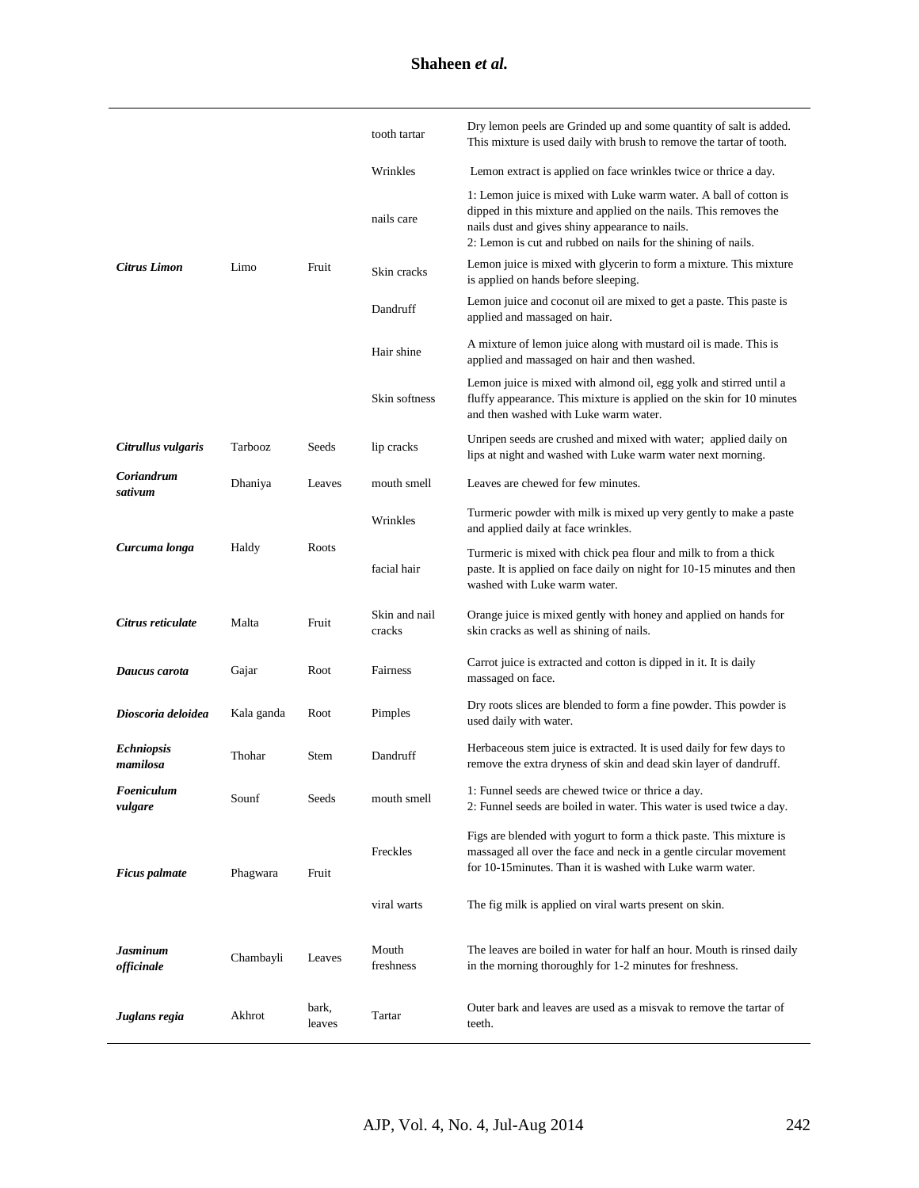| | | | | |
|---|---|---|---|---|
| ***Citrus Limon*** | Limo | Fruit | tooth tartar | Dry lemon peels are Grinded up and some quantity of salt is added. This mixture is used daily with brush to remove the tartar of tooth. |
| | | | Wrinkles | Lemon extract is applied on face wrinkles twice or thrice a day. |
| | | | nails care | 1: Lemon juice is mixed with Luke warm water. A ball of cotton is dipped in this mixture and applied on the nails. This removes the nails dust and gives shiny appearance to nails.<br>2: Lemon is cut and rubbed on nails for the shining of nails. |
| | | | Skin cracks | Lemon juice is mixed with glycerin to form a mixture. This mixture is applied on hands before sleeping. |
| | | | Dandruff | Lemon juice and coconut oil are mixed to get a paste. This paste is applied and massaged on hair. |
| | | | Hair shine | A mixture of lemon juice along with mustard oil is made. This is applied and massaged on hair and then washed. |
| | | | Skin softness | Lemon juice is mixed with almond oil, egg yolk and stirred until a fluffy appearance. This mixture is applied on the skin for 10 minutes and then washed with Luke warm water. |
| ***Citrullus vulgaris*** | Tarbooz | Seeds | lip cracks | Unripen seeds are crushed and mixed with water; applied daily on lips at night and washed with Luke warm water next morning. |
| ***Coriandrum sativum*** | Dhaniya | Leaves | mouth smell | Leaves are chewed for few minutes. |
| ***Curcuma longa*** | Haldy | Roots | Wrinkles | Turmeric powder with milk is mixed up very gently to make a paste and applied daily at face wrinkles. |
| | | | facial hair | Turmeric is mixed with chick pea flour and milk to from a thick paste. It is applied on face daily on night for 10-15 minutes and then washed with Luke warm water. |
| ***Citrus reticulate*** | Malta | Fruit | Skin and nail cracks | Orange juice is mixed gently with honey and applied on hands for skin cracks as well as shining of nails. |
| ***Daucus carota*** | Gajar | Root | Fairness | Carrot juice is extracted and cotton is dipped in it. It is daily massaged on face. |
| ***Dioscoria deloidea*** | Kala ganda | Root | Pimples | Dry roots slices are blended to form a fine powder. This powder is used daily with water. |
| ***Echniopsis mamilosa*** | Thohar | Stem | Dandruff | Herbaceous stem juice is extracted. It is used daily for few days to remove the extra dryness of skin and dead skin layer of dandruff. |
| ***Foeniculum vulgare*** | Sounf | Seeds | mouth smell | 1: Funnel seeds are chewed twice or thrice a day.<br>2: Funnel seeds are boiled in water. This water is used twice a day. |
| ***Ficus palmate*** | Phagwara | Fruit | Freckles | Figs are blended with yogurt to form a thick paste. This mixture is massaged all over the face and neck in a gentle circular movement for 10-15minutes. Than it is washed with Luke warm water. |
| | | | viral warts | The fig milk is applied on viral warts present on skin. |
| ***Jasminum officinale*** | Chambayli | Leaves | Mouth freshness | The leaves are boiled in water for half an hour. Mouth is rinsed daily in the morning thoroughly for 1-2 minutes for freshness. |
| ***Juglans regia*** | Akhrot | bark, leaves | Tartar | Outer bark and leaves are used as a misvak to remove the tartar of teeth. |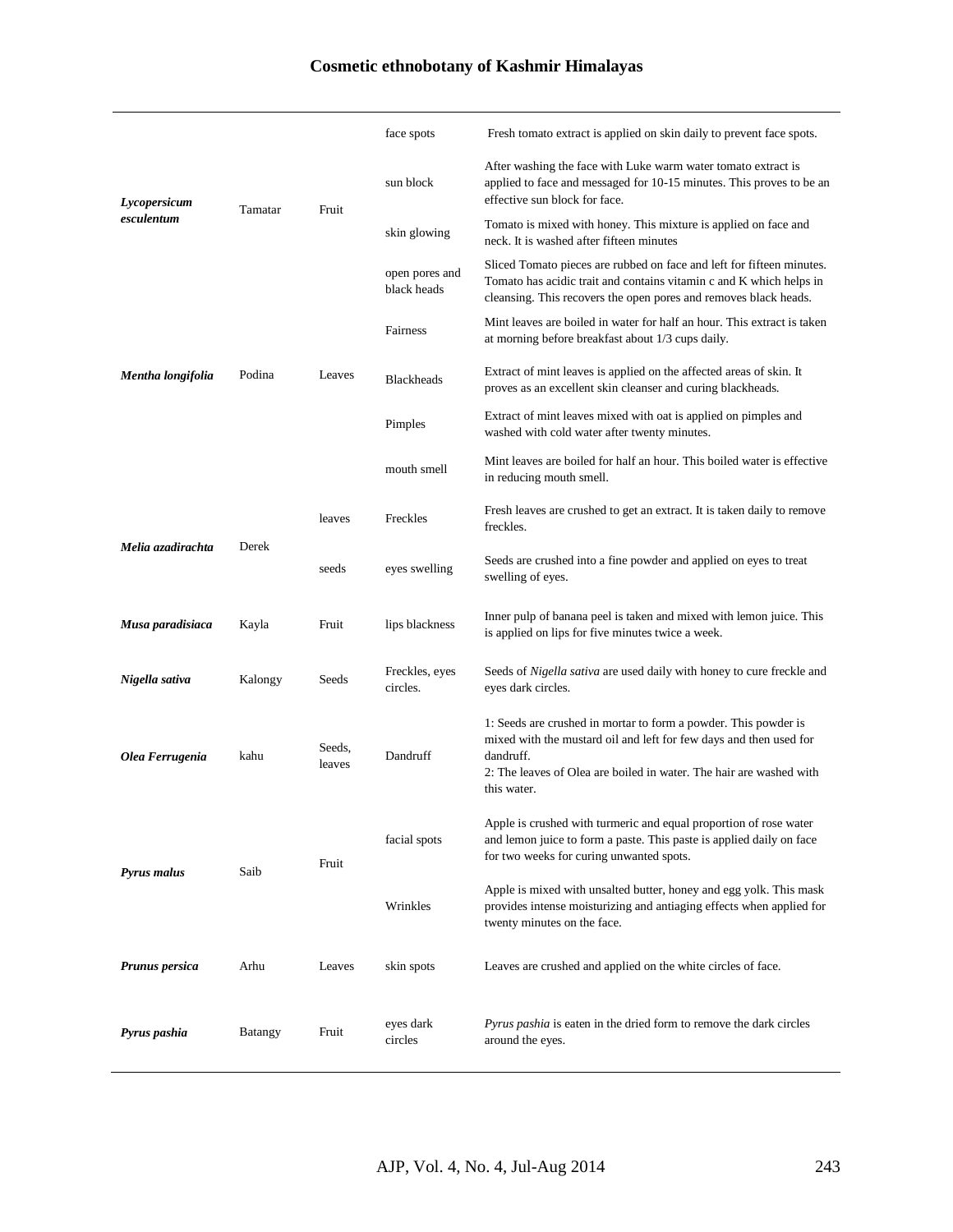| | | | | |
|---|---|---|---|---|
| ***Lycopersicum esculentum*** | Tamatar | Fruit | face spots | Fresh tomato extract is applied on skin daily to prevent face spots. |
| | | | sun block | After washing the face with Luke warm water tomato extract is applied to face and messaged for 10-15 minutes. This proves to be an effective sun block for face. |
| | | | skin glowing | Tomato is mixed with honey. This mixture is applied on face and neck. It is washed after fifteen minutes |
| | | | open pores and black heads | Sliced Tomato pieces are rubbed on face and left for fifteen minutes. Tomato has acidic trait and contains vitamin c and K which helps in cleansing. This recovers the open pores and removes black heads. |
| ***Mentha longifolia*** | Podina | Leaves | Fairness | Mint leaves are boiled in water for half an hour. This extract is taken at morning before breakfast about 1/3 cups daily. |
| | | | Blackheads | Extract of mint leaves is applied on the affected areas of skin. It proves as an excellent skin cleanser and curing blackheads. |
| | | | Pimples | Extract of mint leaves mixed with oat is applied on pimples and washed with cold water after twenty minutes. |
| | | | mouth smell | Mint leaves are boiled for half an hour. This boiled water is effective in reducing mouth smell. |
| ***Melia azadirachta*** | Derek | leaves | Freckles | Fresh leaves are crushed to get an extract. It is taken daily to remove freckles. |
| | | seeds | eyes swelling | Seeds are crushed into a fine powder and applied on eyes to treat swelling of eyes. |
| ***Musa paradisiaca*** | Kayla | Fruit | lips blackness | Inner pulp of banana peel is taken and mixed with lemon juice. This is applied on lips for five minutes twice a week. |
| ***Nigella sativa*** | Kalongy | Seeds | Freckles, eyes circles. | Seeds of *Nigella sativa* are used daily with honey to cure freckle and eyes dark circles. |
| ***Olea Ferrugenia*** | kahu | Seeds, leaves | Dandruff | 1: Seeds are crushed in mortar to form a powder. This powder is mixed with the mustard oil and left for few days and then used for dandruff.<br>2: The leaves of Olea are boiled in water. The hair are washed with this water. |
| ***Pyrus malus*** | Saib | Fruit | facial spots | Apple is crushed with turmeric and equal proportion of rose water and lemon juice to form a paste. This paste is applied daily on face for two weeks for curing unwanted spots. |
| | | | Wrinkles | Apple is mixed with unsalted butter, honey and egg yolk. This mask provides intense moisturizing and antiaging effects when applied for twenty minutes on the face. |
| ***Prunus persica*** | Arhu | Leaves | skin spots | Leaves are crushed and applied on the white circles of face. |
| ***Pyrus pashia*** | Batangy | Fruit | eyes dark circles | *Pyrus pashia* is eaten in the dried form to remove the dark circles around the eyes. |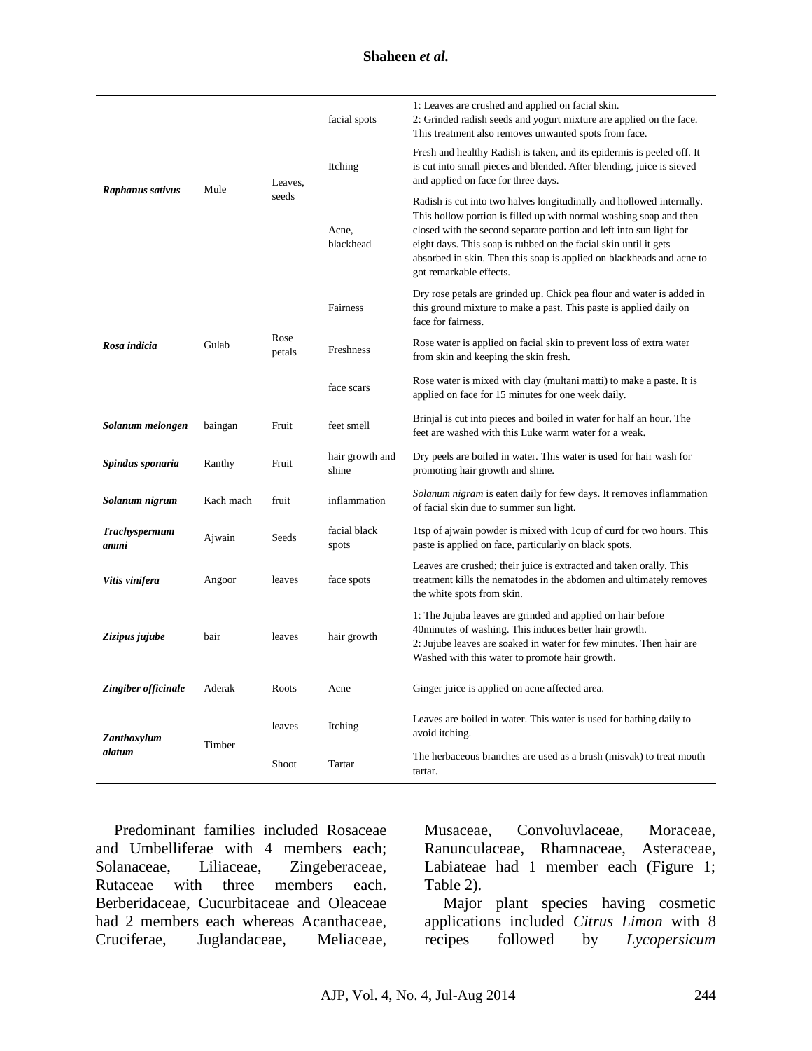| | | | | |
|---|---|---|---|---|
| ***Raphanus sativus*** | Mule | Leaves, seeds | facial spots | 1: Leaves are crushed and applied on facial skin.<br>2: Grinded radish seeds and yogurt mixture are applied on the face. This treatment also removes unwanted spots from face. |
| | | | Itching | Fresh and healthy Radish is taken, and its epidermis is peeled off. It is cut into small pieces and blended. After blending, juice is sieved and applied on face for three days. |
| | | | Acne, blackhead | Radish is cut into two halves longitudinally and hollowed internally. This hollow portion is filled up with normal washing soap and then closed with the second separate portion and left into sun light for eight days. This soap is rubbed on the facial skin until it gets absorbed in skin. Then this soap is applied on blackheads and acne to got remarkable effects. |
| ***Rosa indicia*** | Gulab | Rose petals | Fairness | Dry rose petals are grinded up. Chick pea flour and water is added in this ground mixture to make a past. This paste is applied daily on face for fairness. |
| | | | Freshness | Rose water is applied on facial skin to prevent loss of extra water from skin and keeping the skin fresh. |
| | | | face scars | Rose water is mixed with clay (multani matti) to make a paste. It is applied on face for 15 minutes for one week daily. |
| ***Solanum melongen*** | baingan | Fruit | feet smell | Brinjal is cut into pieces and boiled in water for half an hour. The feet are washed with this Luke warm water for a weak. |
| ***Spindus sponaria*** | Ranthy | Fruit | hair growth and shine | Dry peels are boiled in water. This water is used for hair wash for promoting hair growth and shine. |
| ***Solanum nigrum*** | Kach mach | fruit | inflammation | *Solanum nigram* is eaten daily for few days. It removes inflammation of facial skin due to summer sun light. |
| ***Trachyspermum ammi*** | Ajwain | Seeds | facial black spots | 1tsp of ajwain powder is mixed with 1cup of curd for two hours. This paste is applied on face, particularly on black spots. |
| ***Vitis vinifera*** | Angoor | leaves | face spots | Leaves are crushed; their juice is extracted and taken orally. This treatment kills the nematodes in the abdomen and ultimately removes the white spots from skin. |
| ***Zizipus jujube*** | bair | leaves | hair growth | 1: The Jujuba leaves are grinded and applied on hair before 40minutes of washing. This induces better hair growth.<br>2: Jujube leaves are soaked in water for few minutes. Then hair are Washed with this water to promote hair growth. |
| ***Zingiber officinale*** | Aderak | Roots | Acne | Ginger juice is applied on acne affected area. |
| ***Zanthoxylum alatum*** | Timber | leaves | Itching | Leaves are boiled in water. This water is used for bathing daily to avoid itching. |
| | | Shoot | Tartar | The herbaceous branches are used as a brush (misvak) to treat mouth tartar. |

Predominant families included Rosaceae and Umbelliferae with 4 members each; Solanaceae, Liliaceae, Zingeberaceae, Rutaceae with three members each. Berberidaceae, Cucurbitaceae and Oleaceae had 2 members each whereas Acanthaceae, Cruciferae, Juglandaceae, Meliaceae, Musaceae, Convoluvlaceae, Moraceae, Ranunculaceae, Rhamnaceae, Asteraceae, Labiateae had 1 member each (Figure 1; Table 2).

Major plant species having cosmetic applications included *Citrus Limon* with 8 recipes followed by *Lycopersicum*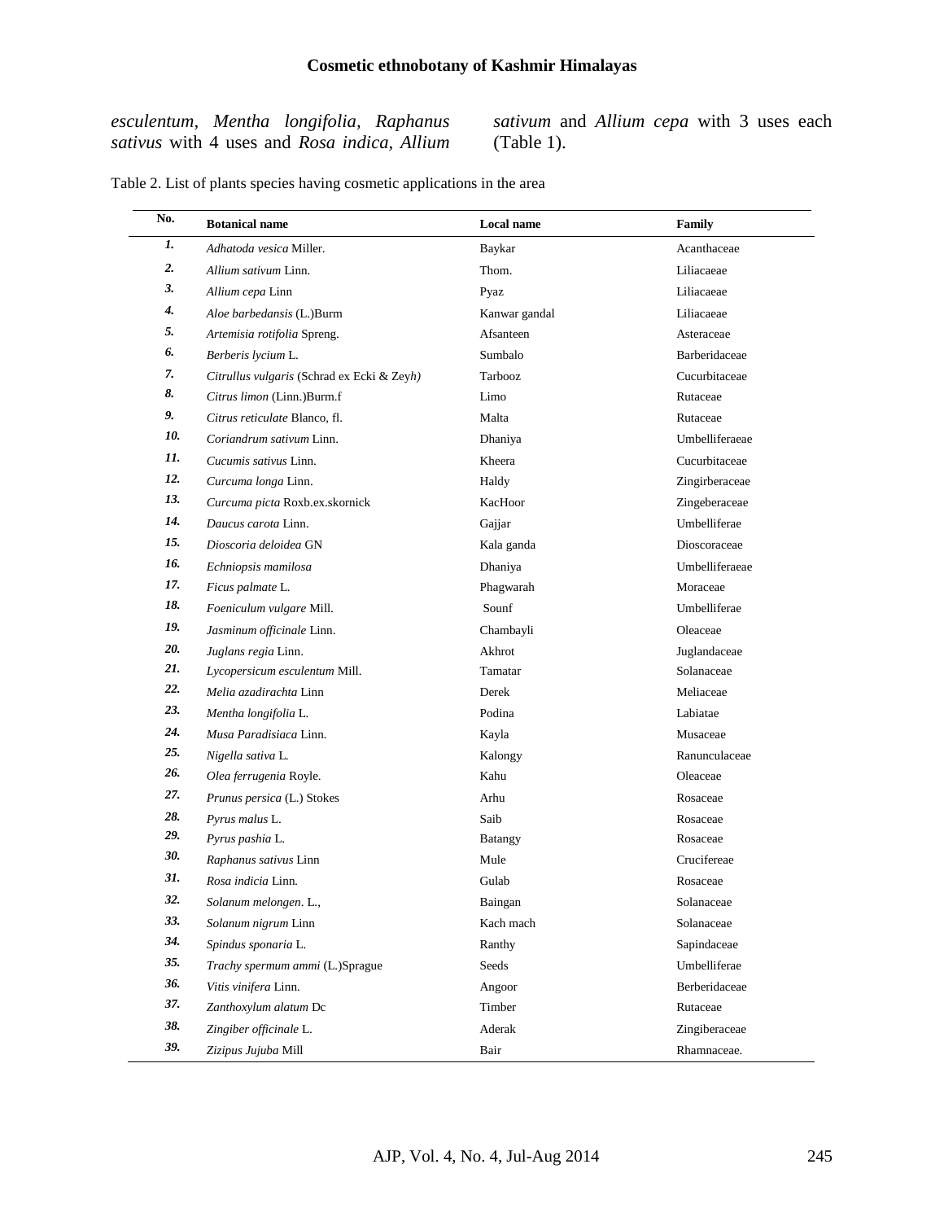*esculentum*, *Mentha longifolia*, *Raphanus sativus* with 4 uses and *Rosa indica*, *Allium sativum* and *Allium cepa* with 3 uses each (Table 1).

Table 2. List of plants species having cosmetic applications in the area

| No. | Botanical name | Local name | Family |
|---|---|---|---|
| *1.* | *Adhatoda vesica* Miller. | Baykar | Acanthaceae |
| *2.* | *Allium sativum* Linn. | Thom. | Liliacaeae |
| *3.* | *Allium cepa* Linn | Pyaz | Liliacaeae |
| *4.* | *Aloe barbedansis* (L.)Burm | Kanwar gandal | Liliacaeae |
| *5.* | *Artemisia rotifolia* Spreng. | Afsanteen | Asteraceae |
| *6.* | *Berberis lycium* L. | Sumbalo | Barberidaceae |
| *7.* | *Citrullus vulgaris* (Schrad ex Ecki & Zeyh*)* | Tarbooz | Cucurbitaceae |
| *8.* | *Citrus limon* (Linn.)Burm.f | Limo | Rutaceae |
| *9.* | *Citrus reticulate* Blanco, fl. | Malta | Rutaceae |
| *10.* | *Coriandrum sativum* Linn. | Dhaniya | Umbelliferaeae |
| *11.* | *Cucumis sativus* Linn. | Kheera | Cucurbitaceae |
| *12.* | *Curcuma longa* Linn. | Haldy | Zingirberaceae |
| *13.* | *Curcuma picta* Roxb.ex.skornick | KacHoor | Zingeberaceae |
| *14.* | *Daucus carota* Linn. | Gajjar | Umbelliferae |
| *15.* | *Dioscoria deloidea* GN | Kala ganda | Dioscoraceae |
| *16.* | *Echniopsis mamilosa* | Dhaniya | Umbelliferaeae |
| *17.* | *Ficus palmate* L. | Phagwarah | Moraceae |
| *18.* | *Foeniculum vulgare* Mill. | Sounf | Umbelliferae |
| *19.* | *Jasminum officinale* Linn. | Chambayli | Oleaceae |
| *20.* | *Juglans regia* Linn. | Akhrot | Juglandaceae |
| *21.* | *Lycopersicum esculentum* Mill. | Tamatar | Solanaceae |
| *22.* | *Melia azadirachta* Linn | Derek | Meliaceae |
| *23.* | *Mentha longifolia* L. | Podina | Labiatae |
| *24.* | *Musa Paradisiaca* Linn. | Kayla | Musaceae |
| *25.* | *Nigella sativa* L. | Kalongy | Ranunculaceae |
| *26.* | *Olea ferrugenia* Royle. | Kahu | Oleaceae |
| *27.* | *Prunus persica* (L.) Stokes | Arhu | Rosaceae |
| *28.* | *Pyrus malus* L. | Saib | Rosaceae |
| *29.* | *Pyrus pashia* L. | Batangy | Rosaceae |
| *30.* | *Raphanus sativus* Linn | Mule | Crucifereae |
| *31.* | *Rosa indicia* Linn. | Gulab | Rosaceae |
| *32.* | *Solanum melongen*. L., | Baingan | Solanaceae |
| *33.* | *Solanum nigrum* Linn | Kach mach | Solanaceae |
| *34.* | *Spindus sponaria* L. | Ranthy | Sapindaceae |
| *35.* | *Trachy spermum ammi* (L.)Sprague | Seeds | Umbelliferae |
| *36.* | *Vitis vinifera* Linn. | Angoor | Berberidaceae |
| *37.* | *Zanthoxylum alatum* Dc | Timber | Rutaceae |
| *38.* | *Zingiber officinale* L. | Aderak | Zingiberaceae |
| *39.* | *Zizipus Jujuba* Mill | Bair | Rhamnaceae. |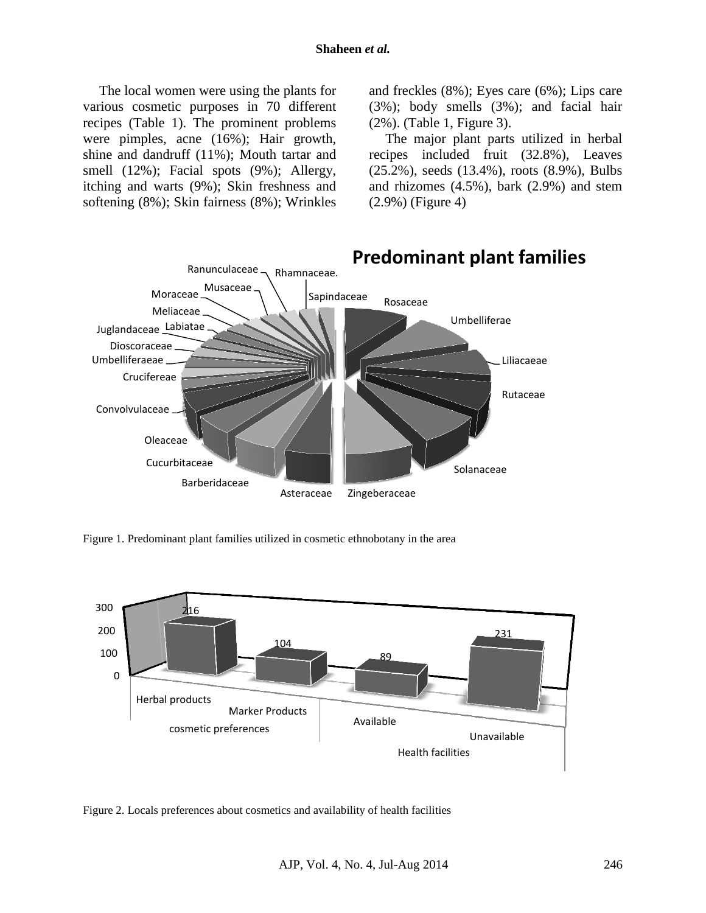The local women were using the plants for various cosmetic purposes in 70 different recipes (Table 1). The prominent problems were pimples, acne (16%); Hair growth, shine and dandruff (11%); Mouth tartar and smell (12%); Facial spots (9%); Allergy, itching and warts (9%); Skin freshness and softening (8%); Skin fairness (8%); Wrinkles and freckles (8%); Eyes care (6%); Lips care (3%); body smells (3%); and facial hair (2%). (Table 1, Figure 3).

The major plant parts utilized in herbal recipes included fruit (32.8%), Leaves (25.2%), seeds (13.4%), roots (8.9%), Bulbs and rhizomes (4.5%), bark (2.9%) and stem (2.9%) (Figure 4)

Figure 1. Predominant plant families utilized in cosmetic ethnobotany in the area

Figure 2. Locals preferences about cosmetics and availability of health facilities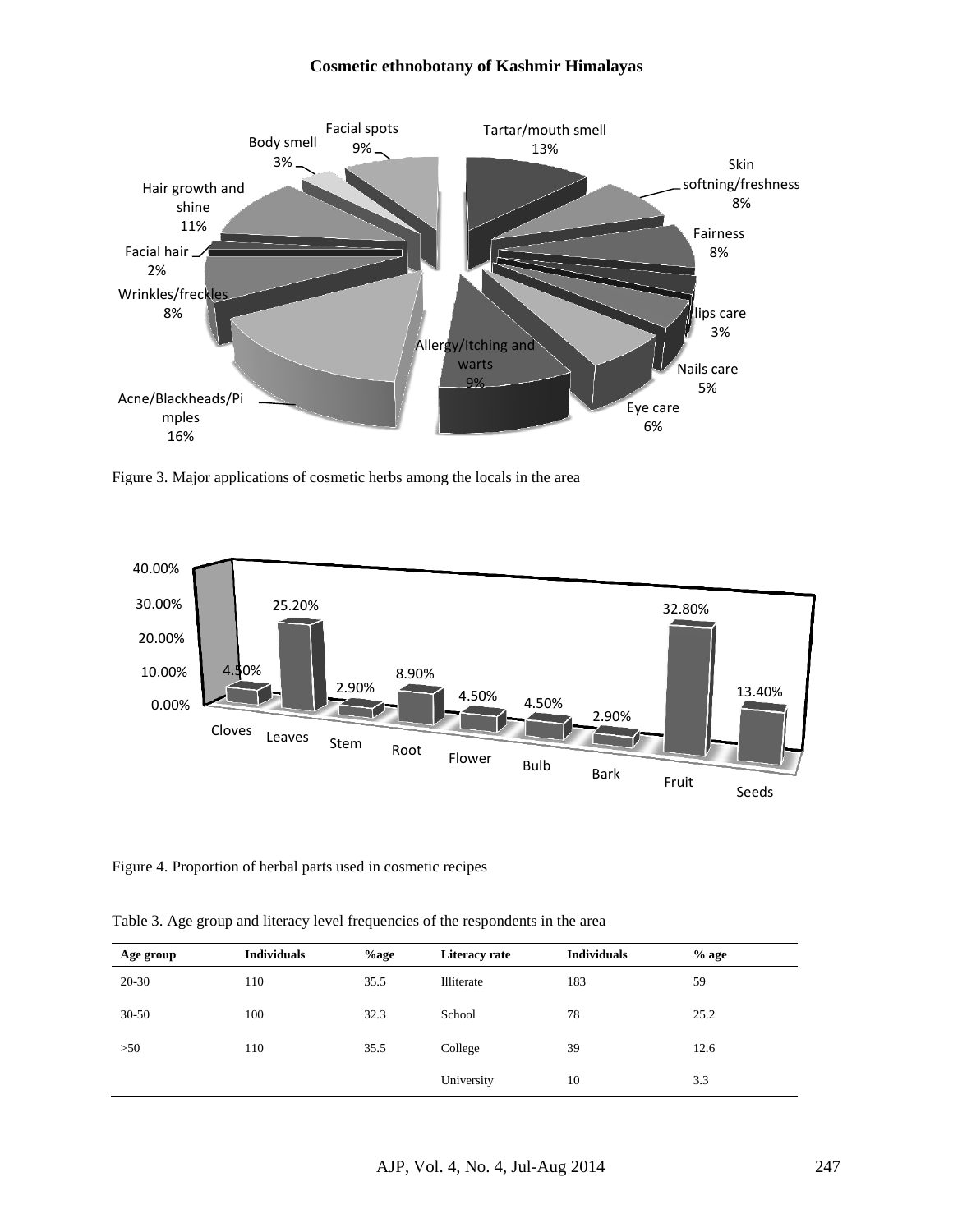Figure 3. Major applications of cosmetic herbs among the locals in the area

Figure 4. Proportion of herbal parts used in cosmetic recipes

Table 3. Age group and literacy level frequencies of the respondents in the area

| Age group | Individuals | %age | Literacy rate | Individuals | % age |
|---|---|---|---|---|---|
| 20-30 | 110 | 35.5 | Illiterate | 183 | 59 |
| 30-50 | 100 | 32.3 | School | 78 | 25.2 |
| >50 | 110 | 35.5 | College | 39 | 12.6 |
| | | | University | 10 | 3.3 |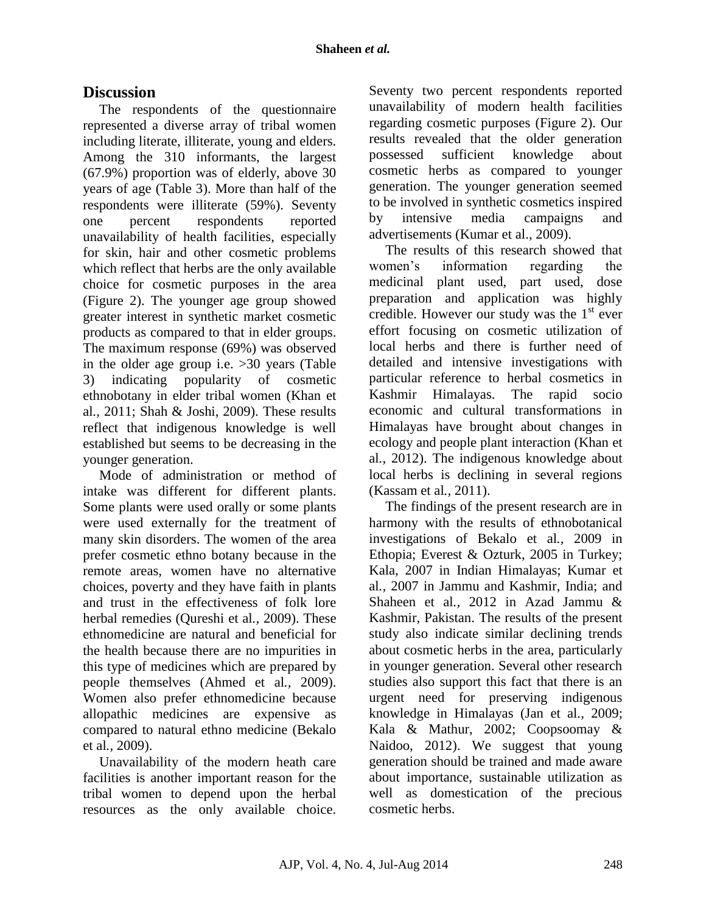## Discussion

The respondents of the questionnaire represented a diverse array of tribal women including literate, illiterate, young and elders. Among the 310 informants, the largest (67.9%) proportion was of elderly, above 30 years of age (Table 3). More than half of the respondents were illiterate (59%). Seventy one percent respondents reported unavailability of health facilities, especially for skin, hair and other cosmetic problems which reflect that herbs are the only available choice for cosmetic purposes in the area (Figure 2). The younger age group showed greater interest in synthetic market cosmetic products as compared to that in elder groups. The maximum response (69%) was observed in the older age group i.e. >30 years (Table 3) indicating popularity of cosmetic ethnobotany in elder tribal women (Khan et al., 2011; Shah & Joshi, 2009). These results reflect that indigenous knowledge is well established but seems to be decreasing in the younger generation.

Mode of administration or method of intake was different for different plants. Some plants were used orally or some plants were used externally for the treatment of many skin disorders. The women of the area prefer cosmetic ethno botany because in the remote areas, women have no alternative choices, poverty and they have faith in plants and trust in the effectiveness of folk lore herbal remedies (Qureshi et al., 2009). These ethnomedicine are natural and beneficial for the health because there are no impurities in this type of medicines which are prepared by people themselves (Ahmed et al., 2009). Women also prefer ethnomedicine because allopathic medicines are expensive as compared to natural ethno medicine (Bekalo et al., 2009).

Unavailability of the modern heath care facilities is another important reason for the tribal women to depend upon the herbal resources as the only available choice. Seventy two percent respondents reported unavailability of modern health facilities regarding cosmetic purposes (Figure 2). Our results revealed that the older generation possessed sufficient knowledge about cosmetic herbs as compared to younger generation. The younger generation seemed to be involved in synthetic cosmetics inspired by intensive media campaigns and advertisements (Kumar et al., 2009).

The results of this research showed that women's information regarding the medicinal plant used, part used, dose preparation and application was highly credible. However our study was the 1st ever effort focusing on cosmetic utilization of local herbs and there is further need of detailed and intensive investigations with particular reference to herbal cosmetics in Kashmir Himalayas. The rapid socio economic and cultural transformations in Himalayas have brought about changes in ecology and people plant interaction (Khan et al., 2012). The indigenous knowledge about local herbs is declining in several regions (Kassam et al., 2011).

The findings of the present research are in harmony with the results of ethnobotanical investigations of Bekalo et al., 2009 in Ethopia; Everest & Ozturk, 2005 in Turkey; Kala, 2007 in Indian Himalayas; Kumar et al., 2007 in Jammu and Kashmir, India; and Shaheen et al., 2012 in Azad Jammu & Kashmir, Pakistan. The results of the present study also indicate similar declining trends about cosmetic herbs in the area, particularly in younger generation. Several other research studies also support this fact that there is an urgent need for preserving indigenous knowledge in Himalayas (Jan et al., 2009; Kala & Mathur, 2002; Coopsoomay & Naidoo, 2012). We suggest that young generation should be trained and made aware about importance, sustainable utilization as well as domestication of the precious cosmetic herbs.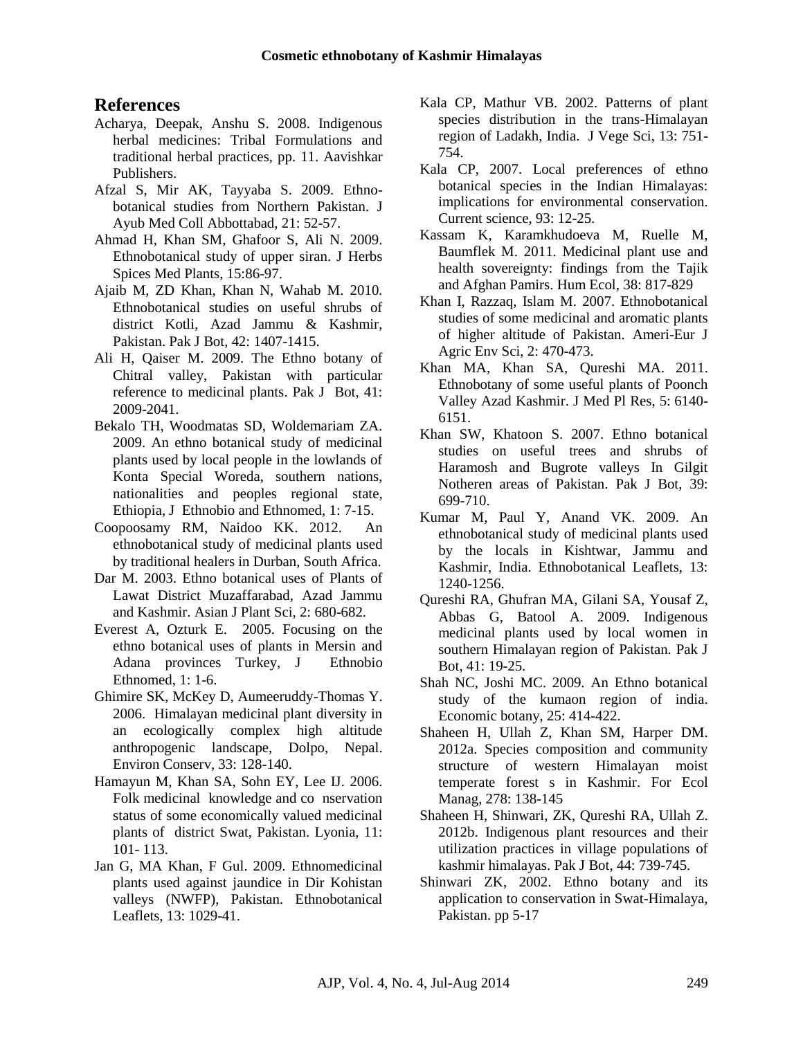## References

Acharya, Deepak, Anshu S. 2008. Indigenous herbal medicines: Tribal Formulations and traditional herbal practices, pp. 11. Aavishkar Publishers.

Afzal S, Mir AK, Tayyaba S. 2009. Ethno-botanical studies from Northern Pakistan. J Ayub Med Coll Abbottabad, 21: 52-57.

Ahmad H, Khan SM, Ghafoor S, Ali N. 2009. Ethnobotanical study of upper siran. J Herbs Spices Med Plants, 15:86-97.

Ajaib M, ZD Khan, Khan N, Wahab M. 2010. Ethnobotanical studies on useful shrubs of district Kotli, Azad Jammu & Kashmir, Pakistan. Pak J Bot, 42: 1407-1415.

Ali H, Qaiser M. 2009. The Ethno botany of Chitral valley, Pakistan with particular reference to medicinal plants. Pak J Bot, 41: 2009-2041.

Bekalo TH, Woodmatas SD, Woldemariam ZA. 2009. An ethno botanical study of medicinal plants used by local people in the lowlands of Konta Special Woreda, southern nations, nationalities and peoples regional state, Ethiopia, J Ethnobio and Ethnomed, 1: 7-15.

Coopoosamy RM, Naidoo KK. 2012. An ethnobotanical study of medicinal plants used by traditional healers in Durban, South Africa.

Dar M. 2003. Ethno botanical uses of Plants of Lawat District Muzaffarabad, Azad Jammu and Kashmir. Asian J Plant Sci, 2: 680-682.

Everest A, Ozturk E. 2005. Focusing on the ethno botanical uses of plants in Mersin and Adana provinces Turkey, J Ethnobio Ethnomed, 1: 1-6.

Ghimire SK, McKey D, Aumeeruddy-Thomas Y. 2006. Himalayan medicinal plant diversity in an ecologically complex high altitude anthropogenic landscape, Dolpo, Nepal. Environ Conserv, 33: 128-140.

Hamayun M, Khan SA, Sohn EY, Lee IJ. 2006. Folk medicinal knowledge and co nservation status of some economically valued medicinal plants of district Swat, Pakistan. Lyonia, 11: 101- 113.

Jan G, MA Khan, F Gul. 2009. Ethnomedicinal plants used against jaundice in Dir Kohistan valleys (NWFP), Pakistan. Ethnobotanical Leaflets, 13: 1029-41.

Kala CP, Mathur VB. 2002. Patterns of plant species distribution in the trans-Himalayan region of Ladakh, India. J Vege Sci, 13: 751-754.

Kala CP, 2007. Local preferences of ethno botanical species in the Indian Himalayas: implications for environmental conservation. Current science, 93: 12-25.

Kassam K, Karamkhudoeva M, Ruelle M, Baumflek M. 2011. Medicinal plant use and health sovereignty: findings from the Tajik and Afghan Pamirs. Hum Ecol, 38: 817-829

Khan I, Razzaq, Islam M. 2007. Ethnobotanical studies of some medicinal and aromatic plants of higher altitude of Pakistan. Ameri-Eur J Agric Env Sci, 2: 470-473.

Khan MA, Khan SA, Qureshi MA. 2011. Ethnobotany of some useful plants of Poonch Valley Azad Kashmir. J Med Pl Res, 5: 6140-6151.

Khan SW, Khatoon S. 2007. Ethno botanical studies on useful trees and shrubs of Haramosh and Bugrote valleys In Gilgit Notheren areas of Pakistan. Pak J Bot, 39: 699-710.

Kumar M, Paul Y, Anand VK. 2009. An ethnobotanical study of medicinal plants used by the locals in Kishtwar, Jammu and Kashmir, India. Ethnobotanical Leaflets, 13: 1240-1256.

Qureshi RA, Ghufran MA, Gilani SA, Yousaf Z, Abbas G, Batool A. 2009. Indigenous medicinal plants used by local women in southern Himalayan region of Pakistan. Pak J Bot, 41: 19-25.

Shah NC, Joshi MC. 2009. An Ethno botanical study of the kumaon region of india. Economic botany, 25: 414-422.

Shaheen H, Ullah Z, Khan SM, Harper DM. 2012a. Species composition and community structure of western Himalayan moist temperate forest s in Kashmir. For Ecol Manag, 278: 138-145

Shaheen H, Shinwari, ZK, Qureshi RA, Ullah Z. 2012b. Indigenous plant resources and their utilization practices in village populations of kashmir himalayas. Pak J Bot, 44: 739-745.

Shinwari ZK, 2002. Ethno botany and its application to conservation in Swat-Himalaya, Pakistan. pp 5-17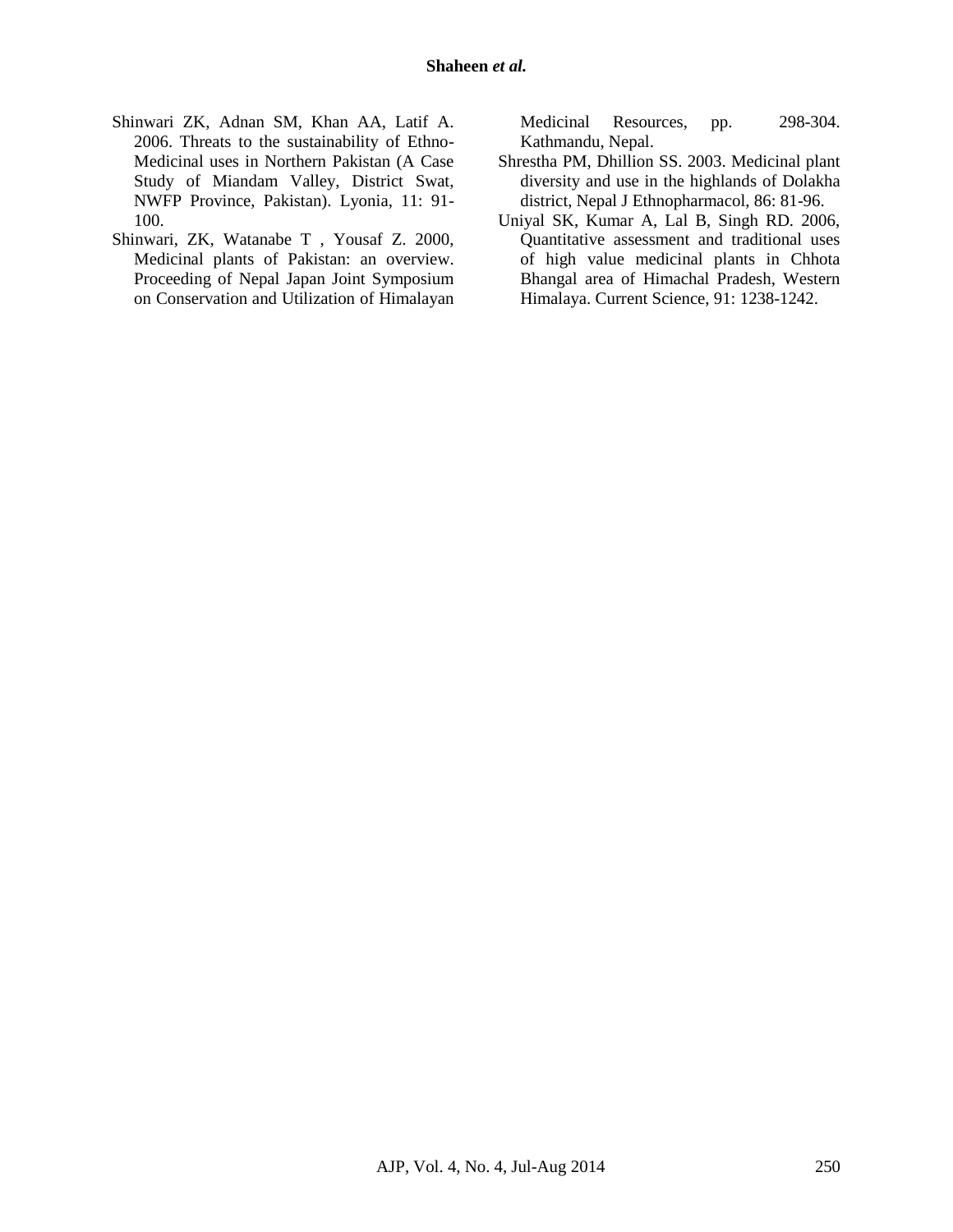Shinwari ZK, Adnan SM, Khan AA, Latif A. 2006. Threats to the sustainability of Ethno-Medicinal uses in Northern Pakistan (A Case Study of Miandam Valley, District Swat, NWFP Province, Pakistan). Lyonia, 11: 91-100.

Shinwari, ZK, Watanabe T , Yousaf Z. 2000, Medicinal plants of Pakistan: an overview. Proceeding of Nepal Japan Joint Symposium on Conservation and Utilization of Himalayan Medicinal Resources, pp. 298-304. Kathmandu, Nepal.

Shrestha PM, Dhillion SS. 2003. Medicinal plant diversity and use in the highlands of Dolakha district, Nepal J Ethnopharmacol, 86: 81-96.

Uniyal SK, Kumar A, Lal B, Singh RD. 2006, Quantitative assessment and traditional uses of high value medicinal plants in Chhota Bhangal area of Himachal Pradesh, Western Himalaya. Current Science, 91: 1238-1242.